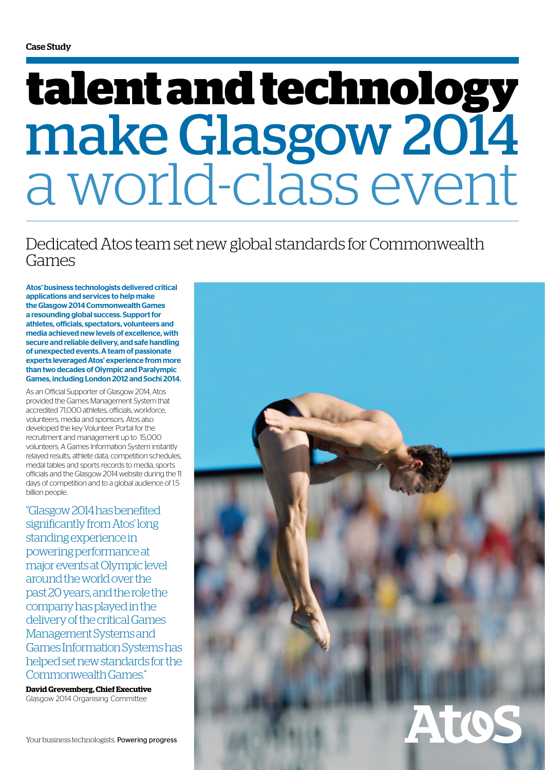Case Study

# talent and technology make Glasgow 2014 a world-class event

## Dedicated Atos team set new global standards for Commonwealth Games

**Atos' business technologists delivered critical applications and services to help make the Glasgow 2014 Commonwealth Games a resounding global success. Support for athletes, officials, spectators, volunteers and media achieved new levels of excellence, with secure and reliable delivery, and safe handling of unexpected events. A team of passionate experts leveraged Atos' experience from more than two decades of Olympic and Paralympic Games, including London 2012 and Sochi 2014.**

As an Official Supporter of Glasgow 2014, Atos provided the Games Management System that accredited 71,000 athletes, officials, workforce, volunteers, media and sponsors. Atos also developed the key Volunteer Portal for the recruitment and management up to 15,000 volunteers. A Games Information System instantly relayed results, athlete data, competition schedules, medal tables and sports records to media, sports officials and the Glasgow 2014 website during the 11 days of competition and to a global audience of 1.5 billion people.

"Glasgow 2014 has benefited significantly from Atos' long standing experience in powering performance at major events at Olympic level around the world over the past 20 years, and the role the company has played in the delivery of the critical Games Management Systems and Games Information Systems has helped set new standards for the Commonwealth Games."

**David Grevemberg, Chief Executive**
Glasgow 2014 Organising Committee

Your business technologists. Powering progress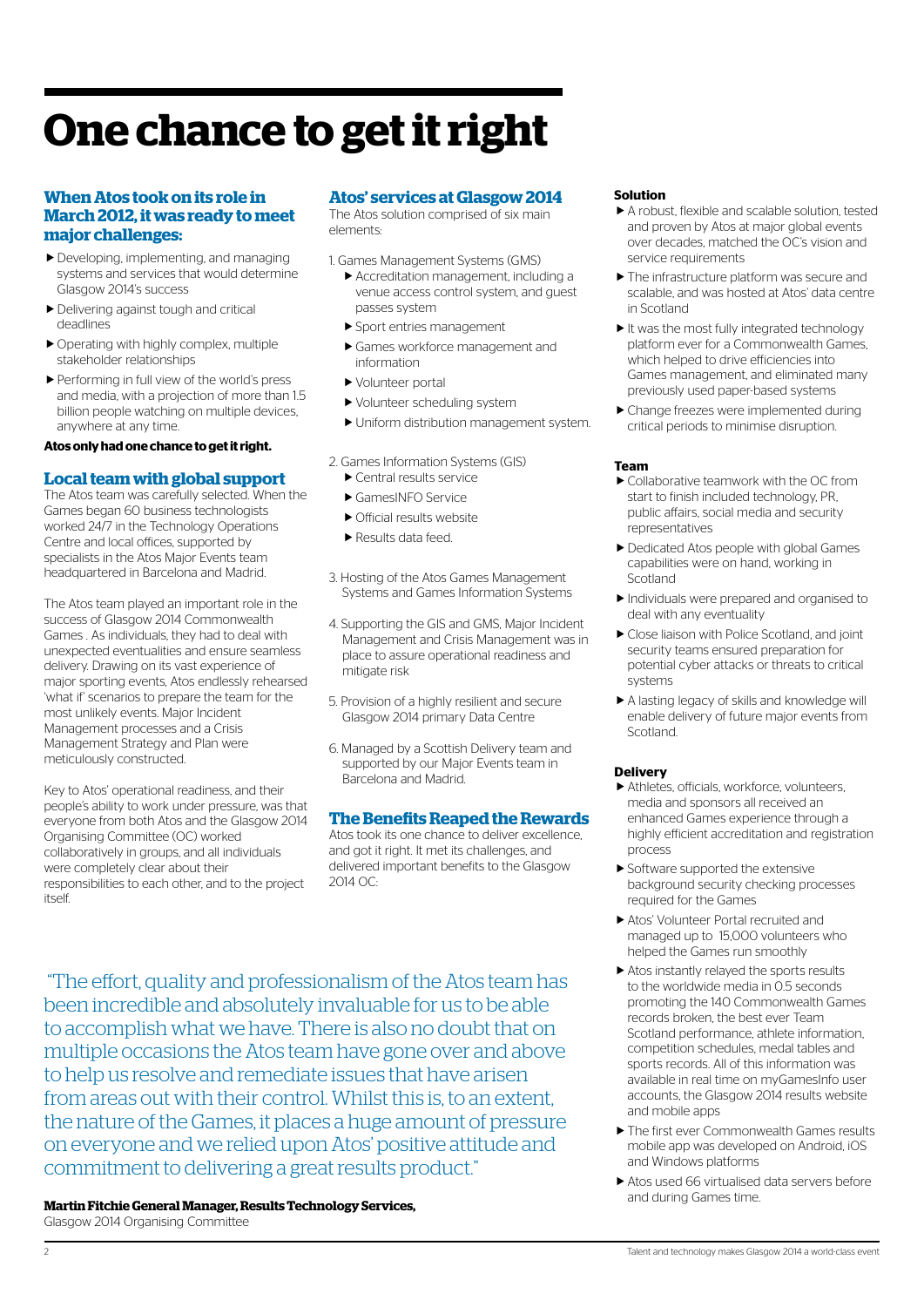# One chance to get it right

## When Atos took on its role in March 2012, it was ready to meet major challenges:

- Developing, implementing, and managing systems and services that would determine Glasgow 2014's success
- Delivering against tough and critical deadlines
- Operating with highly complex, multiple stakeholder relationships
- Performing in full view of the world's press and media, with a projection of more than 1.5 billion people watching on multiple devices, anywhere at any time.

**Atos only had one chance to get it right.**

## Local team with global support

The Atos team was carefully selected. When the Games began 60 business technologists worked 24/7 in the Technology Operations Centre and local offices, supported by specialists in the Atos Major Events team headquartered in Barcelona and Madrid.

The Atos team played an important role in the success of Glasgow 2014 Commonwealth Games . As individuals, they had to deal with unexpected eventualities and ensure seamless delivery. Drawing on its vast experience of major sporting events, Atos endlessly rehearsed 'what if' scenarios to prepare the team for the most unlikely events. Major Incident Management processes and a Crisis Management Strategy and Plan were meticulously constructed.

Key to Atos' operational readiness, and their people's ability to work under pressure, was that everyone from both Atos and the Glasgow 2014 Organising Committee (OC) worked collaboratively in groups, and all individuals were completely clear about their responsibilities to each other, and to the project itself.

## Atos' services at Glasgow 2014

The Atos solution comprised of six main elements:

1. Games Management Systems (GMS)
   - Accreditation management, including a venue access control system, and guest passes system
   - Sport entries management
   - Games workforce management and information
   - Volunteer portal
   - Volunteer scheduling system
   - Uniform distribution management system.
2. Games Information Systems (GIS)
   - Central results service
   - GamesINFO Service
   - Official results website
   - Results data feed.
3. Hosting of the Atos Games Management Systems and Games Information Systems
4. Supporting the GIS and GMS, Major Incident Management and Crisis Management was in place to assure operational readiness and mitigate risk
5. Provision of a highly resilient and secure Glasgow 2014 primary Data Centre
6. Managed by a Scottish Delivery team and supported by our Major Events team in Barcelona and Madrid.

## The Benefits Reaped the Rewards

Atos took its one chance to deliver excellence, and got it right. It met its challenges, and delivered important benefits to the Glasgow 2014 OC:

### Solution

- A robust, flexible and scalable solution, tested and proven by Atos at major global events over decades, matched the OC's vision and service requirements
- The infrastructure platform was secure and scalable, and was hosted at Atos' data centre in Scotland
- It was the most fully integrated technology platform ever for a Commonwealth Games, which helped to drive efficiencies into Games management, and eliminated many previously used paper-based systems
- Change freezes were implemented during critical periods to minimise disruption.

### Team

- Collaborative teamwork with the OC from start to finish included technology, PR, public affairs, social media and security representatives
- Dedicated Atos people with global Games capabilities were on hand, working in Scotland
- Individuals were prepared and organised to deal with any eventuality
- Close liaison with Police Scotland, and joint security teams ensured preparation for potential cyber attacks or threats to critical systems
- A lasting legacy of skills and knowledge will enable delivery of future major events from Scotland.

### Delivery

- Athletes, officials, workforce, volunteers, media and sponsors all received an enhanced Games experience through a highly efficient accreditation and registration process
- Software supported the extensive background security checking processes required for the Games
- Atos' Volunteer Portal recruited and managed up to 15,000 volunteers who helped the Games run smoothly
- Atos instantly relayed the sports results to the worldwide media in 0.5 seconds promoting the 140 Commonwealth Games records broken, the best ever Team Scotland performance, athlete information, competition schedules, medal tables and sports records. All of this information was available in real time on myGamesInfo user accounts, the Glasgow 2014 results website and mobile apps
- The first ever Commonwealth Games results mobile app was developed on Android, iOS and Windows platforms
- Atos used 66 virtualised data servers before and during Games time.

> "The effort, quality and professionalism of the Atos team has been incredible and absolutely invaluable for us to be able to accomplish what we have. There is also no doubt that on multiple occasions the Atos team have gone over and above to help us resolve and remediate issues that have arisen from areas out with their control. Whilst this is, to an extent, the nature of the Games, it places a huge amount of pressure on everyone and we relied upon Atos' positive attitude and commitment to delivering a great results product."

**Martin Fitchie General Manager, Results Technology Services,**
Glasgow 2014 Organising Committee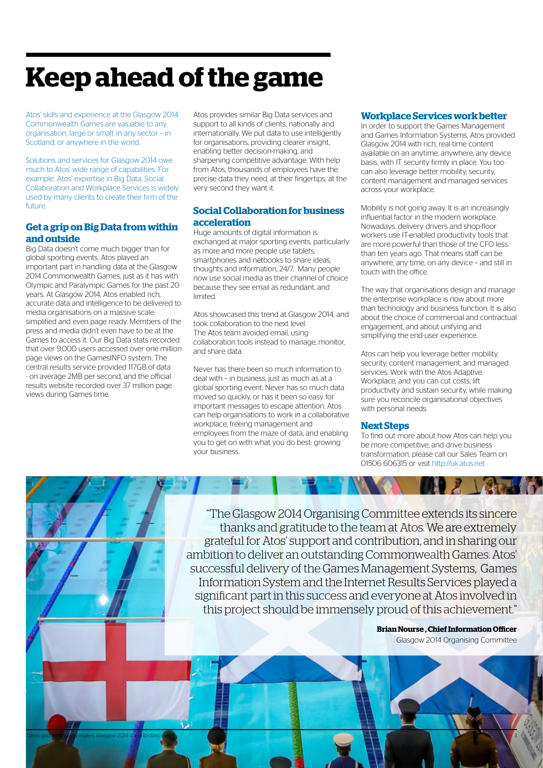# Keep ahead of the game

Atos' skills and experience at the Glasgow 2014 Commonwealth Games are valuable to any organisation, large or small, in any sector – in Scotland, or anywhere in the world.

Solutions and services for Glasgow 2014 owe much to Atos' wide range of capabilities. For example, Atos' expertise in Big Data, Social Collaboration and Workplace Services is widely used by many clients to create their firm of the future.

## Get a grip on Big Data from within and outside

Big Data doesn't come much bigger than for global sporting events. Atos played an important part in handling data at the Glasgow 2014 Commonwealth Games, just as it has with Olympic and Paralympic Games for the past 20 years. At Glasgow 2014, Atos enabled rich, accurate data and intelligence to be delivered to media organisations on a massive scale: simplified and even page ready. Members of the press and media didn't even have to be at the Games to access it. Our Big Data stats recorded that over 9,000 users accessed over one million page views on the GamesINFO system. The central results service provided 117GB of data - on average 2MB per second, and the official results website recorded over 37 million page views during Games time.

Atos provides similar Big Data services and support to all kinds of clients, nationally and internationally. We put data to use intelligently for organisations, providing clearer insight, enabling better decision-making, and sharpening competitive advantage. With help from Atos, thousands of employees have the precise data they need, at their fingertips, at the very second they want it.

## Social Collaboration for business acceleration

Huge amounts of digital information is exchanged at major sporting events, particularly as more and more people use tablets, smartphones and netbooks to share ideas, thoughts and information, 24/7. Many people now use social media as their channel of choice because they see email as redundant, and limited.

Atos showcased this trend at Glasgow 2014, and took collaboration to the next level. The Atos team avoided email, using collaboration tools instead to manage, monitor, and share data.

Never has there been so much information to deal with – in business, just as much as at a global sporting event. Never has so much data moved so quickly, or has it been so easy for important messages to escape attention. Atos can help organisations to work in a collaborative workplace, freeing management and employees from the maze of data, and enabling you to get on with what you do best: growing your business.

## Workplace Services work better

In order to support the Games Management and Games Information Systems, Atos provided Glasgow 2014 with rich, real-time content available on an anytime, anywhere, any device basis, with IT security firmly in place. You too can also leverage better mobility, security, content management and managed services across your workplace.

Mobility is not going away. It is an increasingly influential factor in the modern workplace. Nowadays, delivery drivers and shop-floor workers use IT-enabled productivity tools that are more powerful than those of the CFO less than ten years ago. That means staff can be anywhere, any time, on any device – and still in touch with the office.

The way that organisations design and manage the enterprise workplace is now about more than technology and business function. It is also about the choice of commercial and contractual engagement, and about unifying and simplifying the end-user experience.

Atos can help you leverage better mobility, security, content management, and managed services. Work with the Atos Adaptive Workplace, and you can cut costs, lift productivity and sustain security, while making sure you reconcile organisational objectives with personal needs.

## Next Steps

To find out more about how Atos can help you be more competitive, and drive business transformation, please call our Sales Team on 01506 606315 or visit http://uk.atos.net

"The Glasgow 2014 Organising Committee extends its sincere thanks and gratitude to the team at Atos. We are extremely grateful for Atos' support and contribution, and in sharing our ambition to deliver an outstanding Commonwealth Games. Atos' successful delivery of the Games Management Systems, Games Information System and the Internet Results Services played a significant part in this success and everyone at Atos involved in this project should be immensely proud of this achievement."

**Brian Nourse, Chief Information Officer**
Glasgow 2014 Organising Committee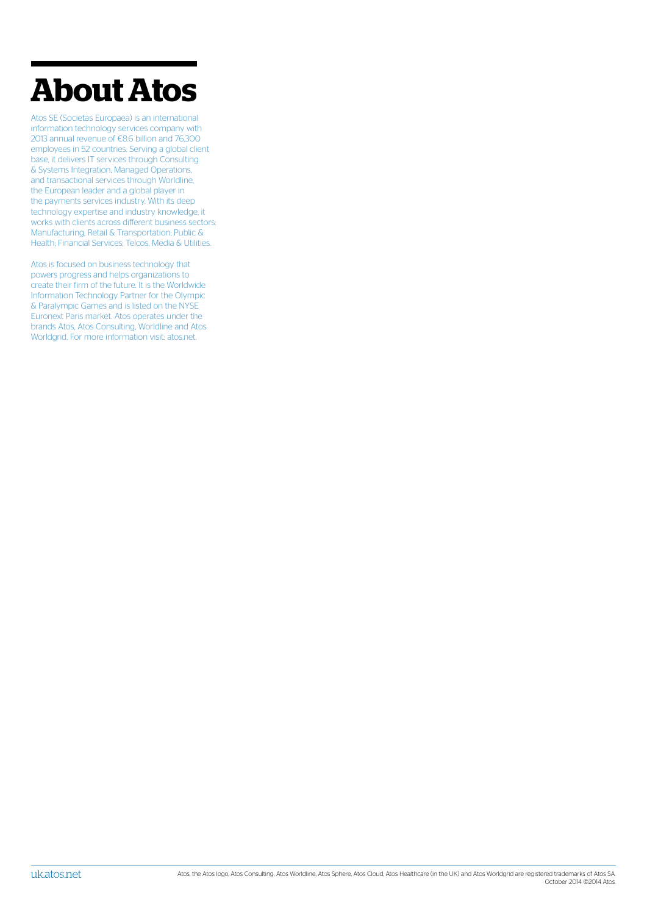# About Atos

Atos SE (Societas Europaea) is an international information technology services company with 2013 annual revenue of €8.6 billion and 76,300 employees in 52 countries. Serving a global client base, it delivers IT services through Consulting & Systems Integration, Managed Operations, and transactional services through Worldline, the European leader and a global player in the payments services industry. With its deep technology expertise and industry knowledge, it works with clients across different business sectors: Manufacturing, Retail & Transportation; Public & Health; Financial Services; Telcos, Media & Utilities.

Atos is focused on business technology that powers progress and helps organizations to create their firm of the future. It is the Worldwide Information Technology Partner for the Olympic & Paralympic Games and is listed on the NYSE Euronext Paris market. Atos operates under the brands Atos, Atos Consulting, Worldline and Atos Worldgrid. For more information visit: atos.net.

uk.atos.net

Atos, the Atos logo, Atos Consulting, Atos Worldline, Atos Sphere, Atos Cloud, Atos Healthcare (in the UK) and Atos Worldgrid are registered trademarks of Atos SA. October 2014 ©2014 Atos.